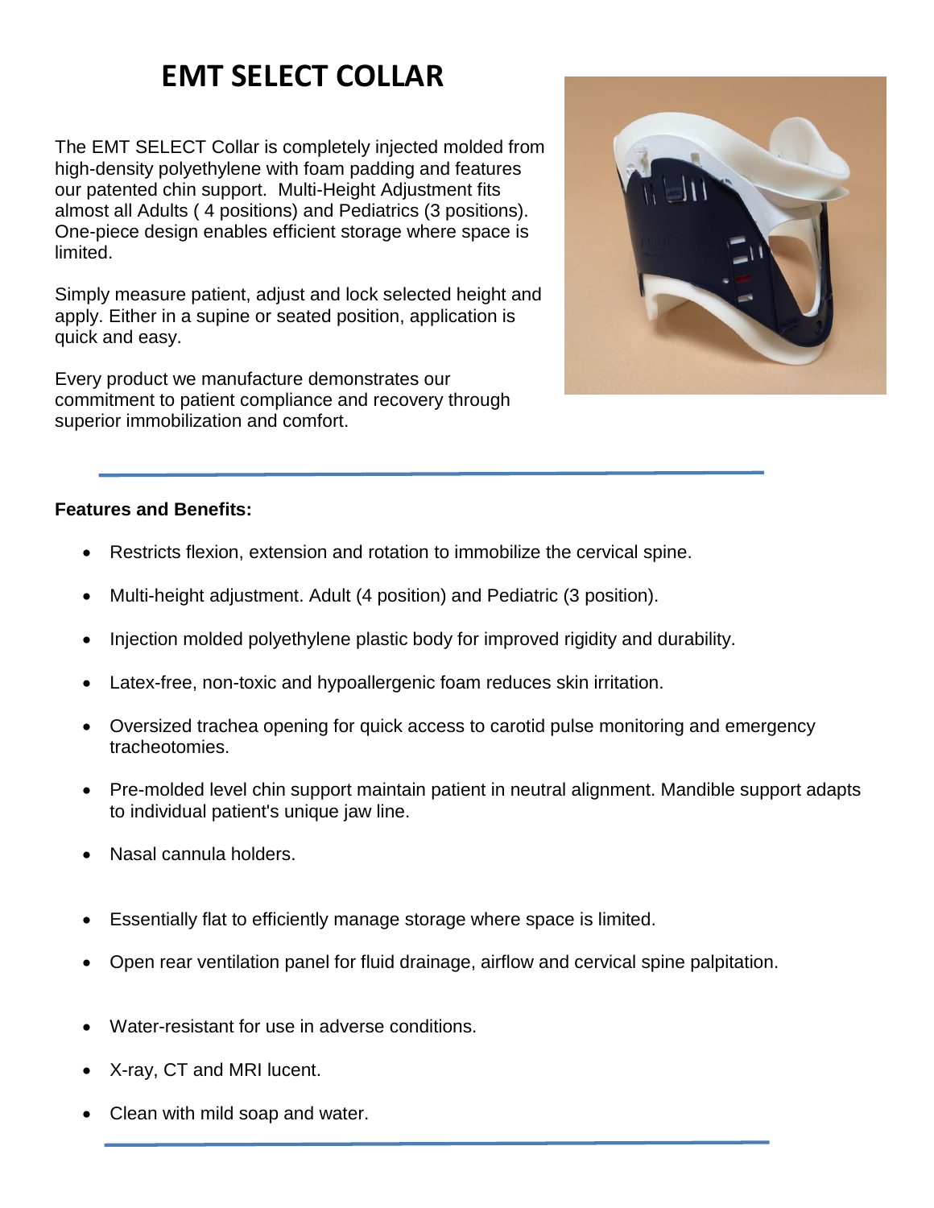# EMT SELECT COLLAR

The EMT SELECT Collar is completely injected molded from high-density polyethylene with foam padding and features our patented chin support. Multi-Height Adjustment fits almost all Adults ( 4 positions) and Pediatrics (3 positions). One-piece design enables efficient storage where space is limited.

Simply measure patient, adjust and lock selected height and apply. Either in a supine or seated position, application is quick and easy.

Every product we manufacture demonstrates our commitment to patient compliance and recovery through superior immobilization and comfort.

---

**Features and Benefits:**

- Restricts flexion, extension and rotation to immobilize the cervical spine.
- Multi-height adjustment. Adult (4 position) and Pediatric (3 position).
- Injection molded polyethylene plastic body for improved rigidity and durability.
- Latex-free, non-toxic and hypoallergenic foam reduces skin irritation.
- Oversized trachea opening for quick access to carotid pulse monitoring and emergency tracheotomies.
- Pre-molded level chin support maintain patient in neutral alignment. Mandible support adapts to individual patient's unique jaw line.
- Nasal cannula holders.
- Essentially flat to efficiently manage storage where space is limited.
- Open rear ventilation panel for fluid drainage, airflow and cervical spine palpitation.
- Water-resistant for use in adverse conditions.
- X-ray, CT and MRI lucent.
- Clean with mild soap and water.

---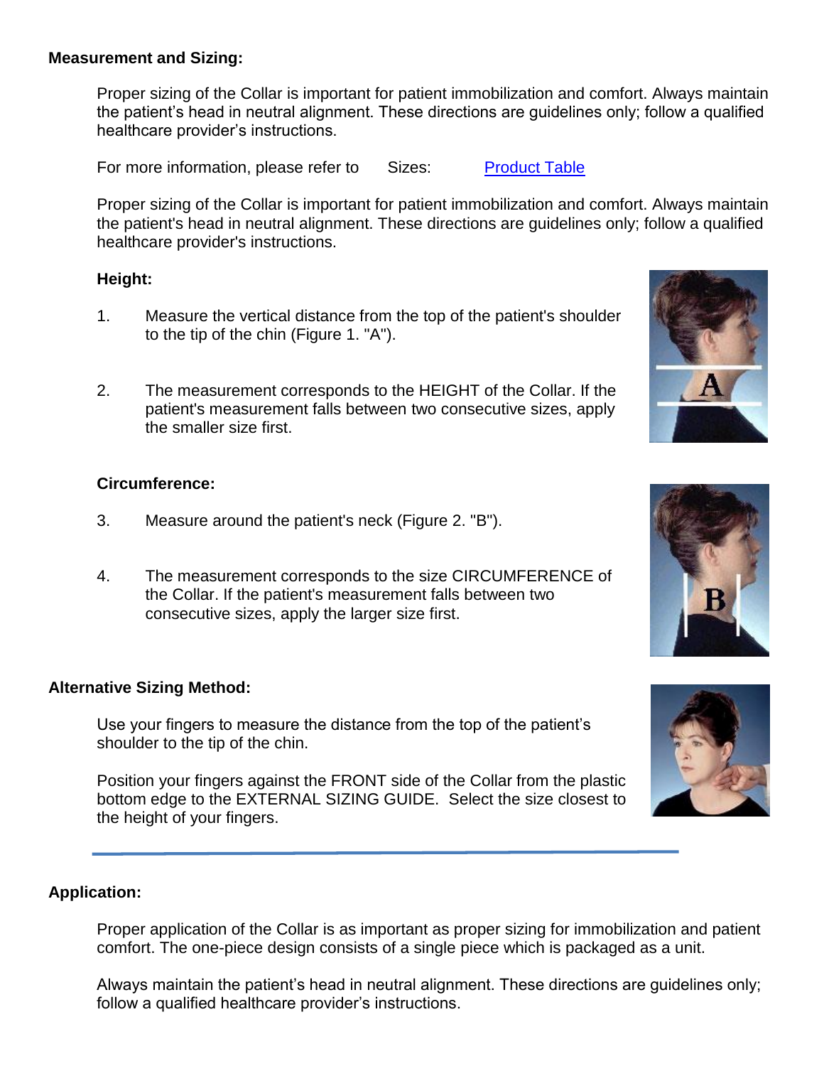## Measurement and Sizing:

Proper sizing of the Collar is important for patient immobilization and comfort. Always maintain the patient's head in neutral alignment. These directions are guidelines only; follow a qualified healthcare provider's instructions.

For more information, please refer to Sizes: [Product Table]

Proper sizing of the Collar is important for patient immobilization and comfort. Always maintain the patient's head in neutral alignment. These directions are guidelines only; follow a qualified healthcare provider's instructions.

### Height:

1. Measure the vertical distance from the top of the patient's shoulder to the tip of the chin (Figure 1. "A").

2. The measurement corresponds to the HEIGHT of the Collar. If the patient's measurement falls between two consecutive sizes, apply the smaller size first.

### Circumference:

3. Measure around the patient's neck (Figure 2. "B").

4. The measurement corresponds to the size CIRCUMFERENCE of the Collar. If the patient's measurement falls between two consecutive sizes, apply the larger size first.

## Alternative Sizing Method:

Use your fingers to measure the distance from the top of the patient's shoulder to the tip of the chin.

Position your fingers against the FRONT side of the Collar from the plastic bottom edge to the EXTERNAL SIZING GUIDE. Select the size closest to the height of your fingers.

---

## Application:

Proper application of the Collar is as important as proper sizing for immobilization and patient comfort. The one-piece design consists of a single piece which is packaged as a unit.

Always maintain the patient's head in neutral alignment. These directions are guidelines only; follow a qualified healthcare provider's instructions.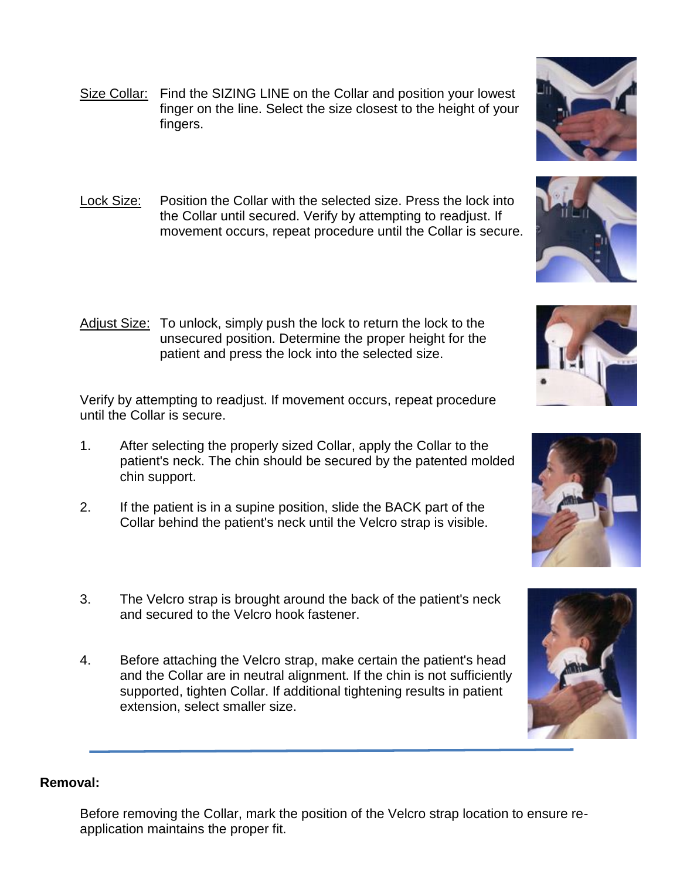<u>Size Collar:</u> Find the SIZING LINE on the Collar and position your lowest finger on the line. Select the size closest to the height of your fingers.

<u>Lock Size:</u> Position the Collar with the selected size. Press the lock into the Collar until secured. Verify by attempting to readjust. If movement occurs, repeat procedure until the Collar is secure.

<u>Adjust Size:</u> To unlock, simply push the lock to return the lock to the unsecured position. Determine the proper height for the patient and press the lock into the selected size.

Verify by attempting to readjust. If movement occurs, repeat procedure until the Collar is secure.

1. After selecting the properly sized Collar, apply the Collar to the patient's neck. The chin should be secured by the patented molded chin support.

2. If the patient is in a supine position, slide the BACK part of the Collar behind the patient's neck until the Velcro strap is visible.

3. The Velcro strap is brought around the back of the patient's neck and secured to the Velcro hook fastener.

4. Before attaching the Velcro strap, make certain the patient's head and the Collar are in neutral alignment. If the chin is not sufficiently supported, tighten Collar. If additional tightening results in patient extension, select smaller size.

---

**Removal:**

Before removing the Collar, mark the position of the Velcro strap location to ensure re-application maintains the proper fit.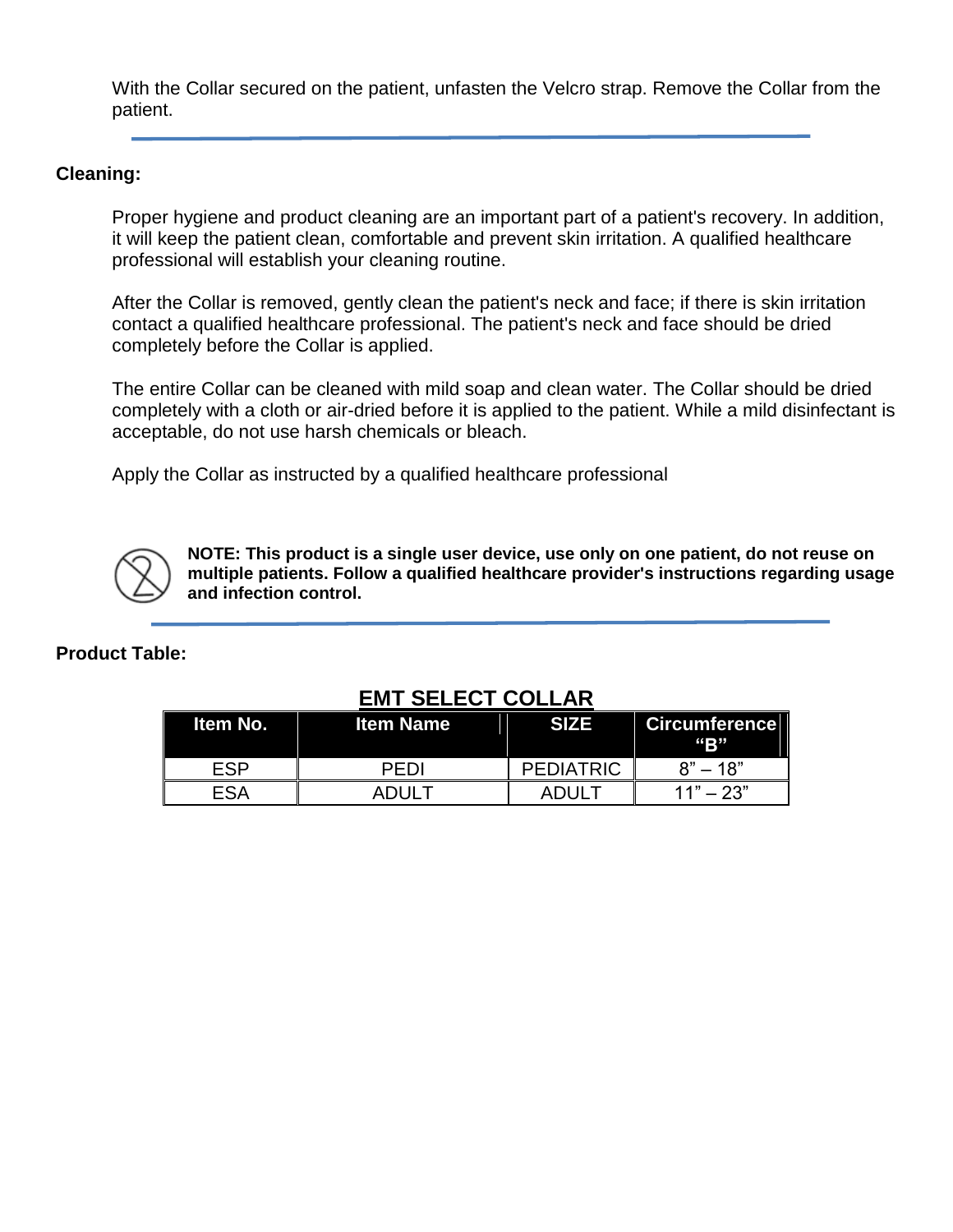With the Collar secured on the patient, unfasten the Velcro strap. Remove the Collar from the patient.

---

**Cleaning:**

Proper hygiene and product cleaning are an important part of a patient's recovery. In addition, it will keep the patient clean, comfortable and prevent skin irritation. A qualified healthcare professional will establish your cleaning routine.

After the Collar is removed, gently clean the patient's neck and face; if there is skin irritation contact a qualified healthcare professional. The patient's neck and face should be dried completely before the Collar is applied.

The entire Collar can be cleaned with mild soap and clean water. The Collar should be dried completely with a cloth or air-dried before it is applied to the patient. While a mild disinfectant is acceptable, do not use harsh chemicals or bleach.

Apply the Collar as instructed by a qualified healthcare professional

**NOTE: This product is a single user device, use only on one patient, do not reuse on multiple patients. Follow a qualified healthcare provider's instructions regarding usage and infection control.**

---

**Product Table:**

**EMT SELECT COLLAR**

| Item No. | Item Name | SIZE | Circumference "B" |
|---|---|---|---|
| ESP | PEDI | PEDIATRIC | 8" – 18" |
| ESA | ADULT | ADULT | 11" – 23" |